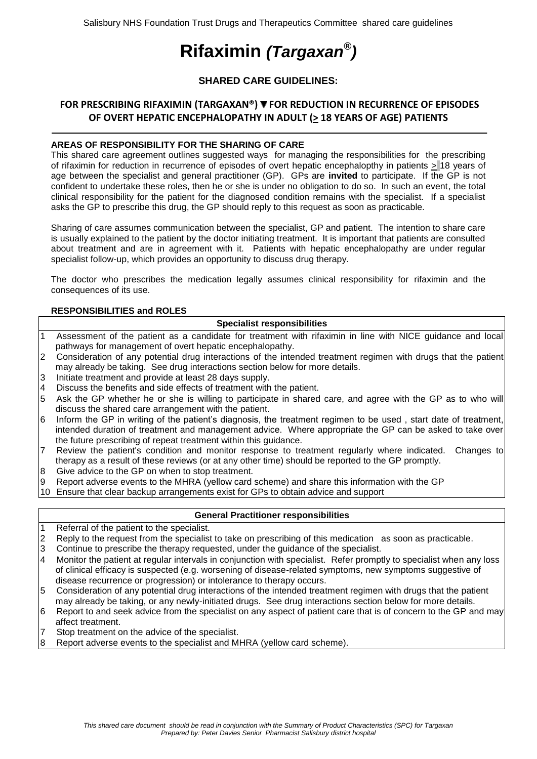# Rifaximin *(Targaxan®)*

### SHARED CARE GUIDELINES:

### FOR PRESCRIBING RIFAXIMIN (TARGAXAN®) ▼ FOR REDUCTION IN RECURRENCE OF EPISODES OF OVERT HEPATIC ENCEPHALOPATHY IN ADULT (≥ 18 YEARS OF AGE) PATIENTS

**AREAS OF RESPONSIBILITY FOR THE SHARING OF CARE**

This shared care agreement outlines suggested ways for managing the responsibilities for the prescribing of rifaximin for reduction in recurrence of episodes of overt hepatic encephalopthy in patients ≥ 18 years of age between the specialist and general practitioner (GP). GPs are **invited** to participate. If the GP is not confident to undertake these roles, then he or she is under no obligation to do so. In such an event, the total clinical responsibility for the patient for the diagnosed condition remains with the specialist. If a specialist asks the GP to prescribe this drug, the GP should reply to this request as soon as practicable.

Sharing of care assumes communication between the specialist, GP and patient. The intention to share care is usually explained to the patient by the doctor initiating treatment. It is important that patients are consulted about treatment and are in agreement with it. Patients with hepatic encephalopathy are under regular specialist follow-up, which provides an opportunity to discuss drug therapy.

The doctor who prescribes the medication legally assumes clinical responsibility for rifaximin and the consequences of its use.

**RESPONSIBILITIES and ROLES**

| | **Specialist responsibilities** |
|---|---|
| 1 | Assessment of the patient as a candidate for treatment with rifaximin in line with NICE guidance and local pathways for management of overt hepatic encephalopathy. |
| 2 | Consideration of any potential drug interactions of the intended treatment regimen with drugs that the patient may already be taking. See drug interactions section below for more details. |
| 3 | Initiate treatment and provide at least 28 days supply. |
| 4 | Discuss the benefits and side effects of treatment with the patient. |
| 5 | Ask the GP whether he or she is willing to participate in shared care, and agree with the GP as to who will discuss the shared care arrangement with the patient. |
| 6 | Inform the GP in writing of the patient's diagnosis, the treatment regimen to be used , start date of treatment, intended duration of treatment and management advice. Where appropriate the GP can be asked to take over the future prescribing of repeat treatment within this guidance. |
| 7 | Review the patient's condition and monitor response to treatment regularly where indicated. Changes to therapy as a result of these reviews (or at any other time) should be reported to the GP promptly. |
| 8 | Give advice to the GP on when to stop treatment. |
| 9 | Report adverse events to the MHRA (yellow card scheme) and share this information with the GP |
| 10 | Ensure that clear backup arrangements exist for GPs to obtain advice and support |

| | **General Practitioner responsibilities** |
|---|---|
| 1 | Referral of the patient to the specialist. |
| 2 | Reply to the request from the specialist to take on prescribing of this medication as soon as practicable. |
| 3 | Continue to prescribe the therapy requested, under the guidance of the specialist. |
| 4 | Monitor the patient at regular intervals in conjunction with specialist. Refer promptly to specialist when any loss of clinical efficacy is suspected (e.g. worsening of disease-related symptoms, new symptoms suggestive of disease recurrence or progression) or intolerance to therapy occurs. |
| 5 | Consideration of any potential drug interactions of the intended treatment regimen with drugs that the patient may already be taking, or any newly-initiated drugs. See drug interactions section below for more details. |
| 6 | Report to and seek advice from the specialist on any aspect of patient care that is of concern to the GP and may affect treatment. |
| 7 | Stop treatment on the advice of the specialist. |
| 8 | Report adverse events to the specialist and MHRA (yellow card scheme). |

*This shared care document should be read in conjunction with the Summary of Product Characteristics (SPC) for Targaxan*
*Prepared by: Peter Davies Senior Pharmacist Salisbury district hospital*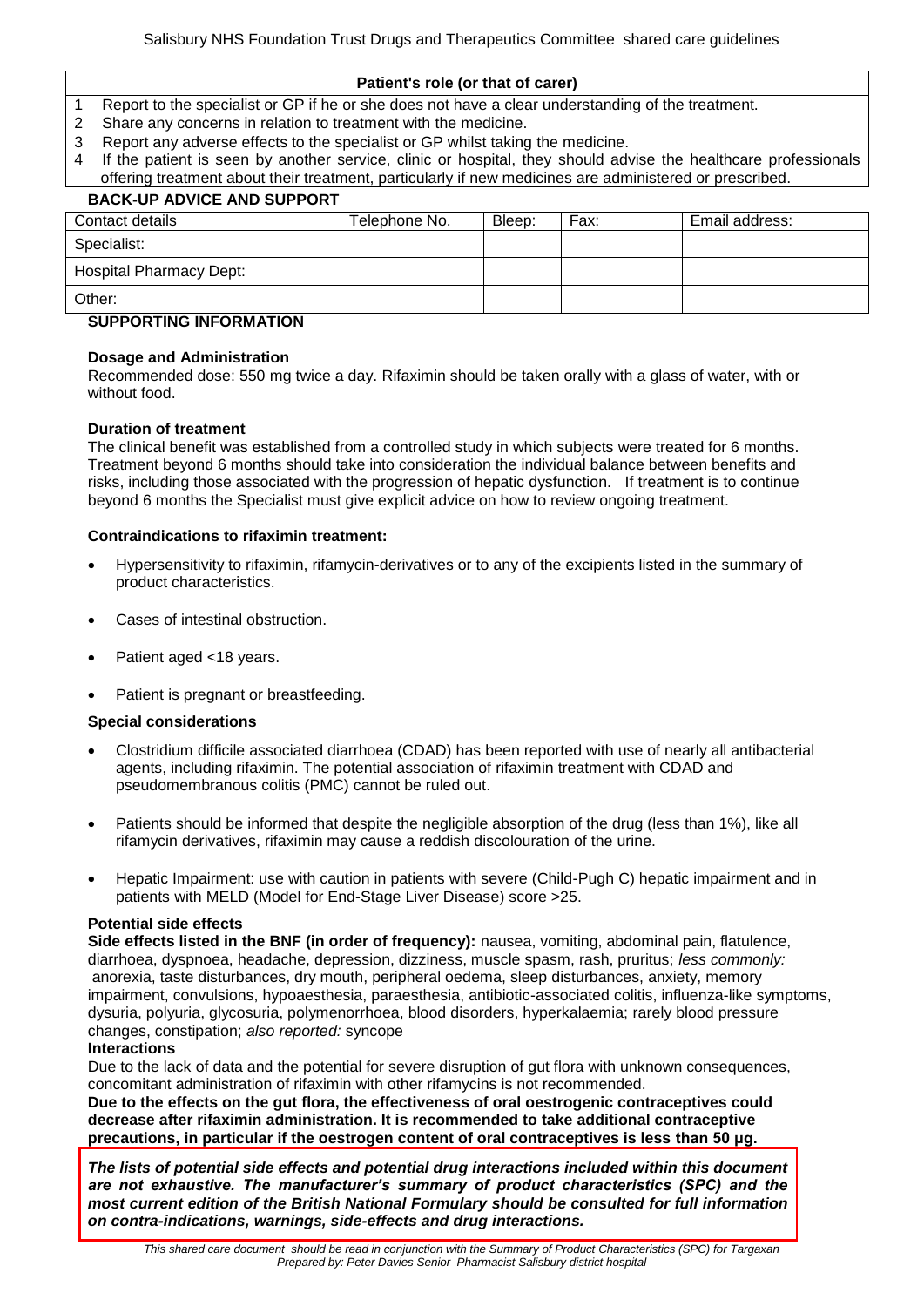| **Patient's role (or that of carer)** |
|---|
| 1 Report to the specialist or GP if he or she does not have a clear understanding of the treatment. |
| 2 Share any concerns in relation to treatment with the medicine. |
| 3 Report any adverse effects to the specialist or GP whilst taking the medicine. |
| 4 If the patient is seen by another service, clinic or hospital, they should advise the healthcare professionals offering treatment about their treatment, particularly if new medicines are administered or prescribed. |

**BACK-UP ADVICE AND SUPPORT**

| Contact details | Telephone No. | Bleep: | Fax: | Email address: |
|---|---|---|---|---|
| Specialist: | | | | |
| Hospital Pharmacy Dept: | | | | |
| Other: | | | | |

**SUPPORTING INFORMATION**

**Dosage and Administration**

Recommended dose: 550 mg twice a day. Rifaximin should be taken orally with a glass of water, with or without food.

**Duration of treatment**

The clinical benefit was established from a controlled study in which subjects were treated for 6 months. Treatment beyond 6 months should take into consideration the individual balance between benefits and risks, including those associated with the progression of hepatic dysfunction. If treatment is to continue beyond 6 months the Specialist must give explicit advice on how to review ongoing treatment.

**Contraindications to rifaximin treatment:**

- Hypersensitivity to rifaximin, rifamycin-derivatives or to any of the excipients listed in the summary of product characteristics.
- Cases of intestinal obstruction.
- Patient aged <18 years.
- Patient is pregnant or breastfeeding.

**Special considerations**

- Clostridium difficile associated diarrhoea (CDAD) has been reported with use of nearly all antibacterial agents, including rifaximin. The potential association of rifaximin treatment with CDAD and pseudomembranous colitis (PMC) cannot be ruled out.
- Patients should be informed that despite the negligible absorption of the drug (less than 1%), like all rifamycin derivatives, rifaximin may cause a reddish discolouration of the urine.
- Hepatic Impairment: use with caution in patients with severe (Child-Pugh C) hepatic impairment and in patients with MELD (Model for End-Stage Liver Disease) score >25.

**Potential side effects**

**Side effects listed in the BNF (in order of frequency):** nausea, vomiting, abdominal pain, flatulence, diarrhoea, dyspnoea, headache, depression, dizziness, muscle spasm, rash, pruritus; *less commonly:* anorexia, taste disturbances, dry mouth, peripheral oedema, sleep disturbances, anxiety, memory impairment, convulsions, hypoaesthesia, paraesthesia, antibiotic-associated colitis, influenza-like symptoms, dysuria, polyuria, glycosuria, polymenorrhoea, blood disorders, hyperkalaemia; rarely blood pressure changes, constipation; *also reported:* syncope

**Interactions**

Due to the lack of data and the potential for severe disruption of gut flora with unknown consequences, concomitant administration of rifaximin with other rifamycins is not recommended.

**Due to the effects on the gut flora, the effectiveness of oral oestrogenic contraceptives could decrease after rifaximin administration. It is recommended to take additional contraceptive precautions, in particular if the oestrogen content of oral contraceptives is less than 50 µg.**

***The lists of potential side effects and potential drug interactions included within this document are not exhaustive. The manufacturer's summary of product characteristics (SPC) and the most current edition of the British National Formulary should be consulted for full information on contra-indications, warnings, side-effects and drug interactions.***

*This shared care document should be read in conjunction with the Summary of Product Characteristics (SPC) for Targaxan*
*Prepared by: Peter Davies Senior Pharmacist Salisbury district hospital*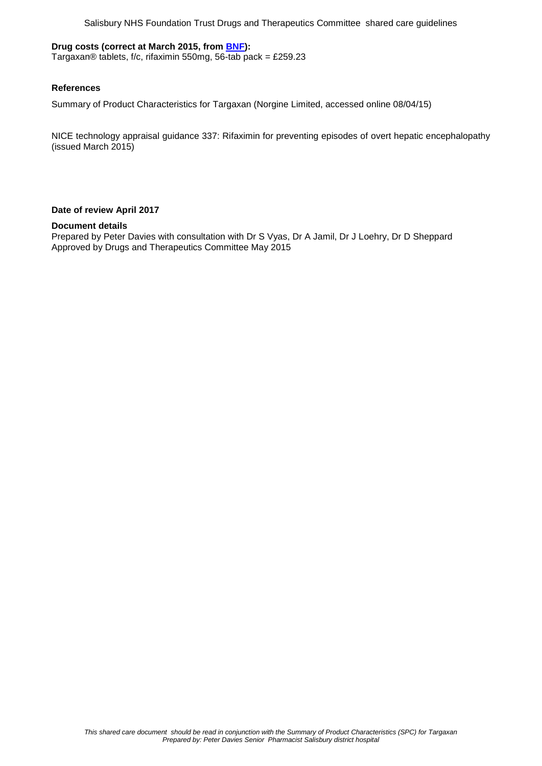**Drug costs (correct at March 2015, from [BNF](BNF)):**
Targaxan® tablets, f/c, rifaximin 550mg, 56-tab pack = £259.23

**References**

Summary of Product Characteristics for Targaxan (Norgine Limited, accessed online 08/04/15)

NICE technology appraisal guidance 337: Rifaximin for preventing episodes of overt hepatic encephalopathy (issued March 2015)

**Date of review April 2017**

**Document details**
Prepared by Peter Davies with consultation with Dr S Vyas, Dr A Jamil, Dr J Loehry, Dr D Sheppard
Approved by Drugs and Therapeutics Committee May 2015